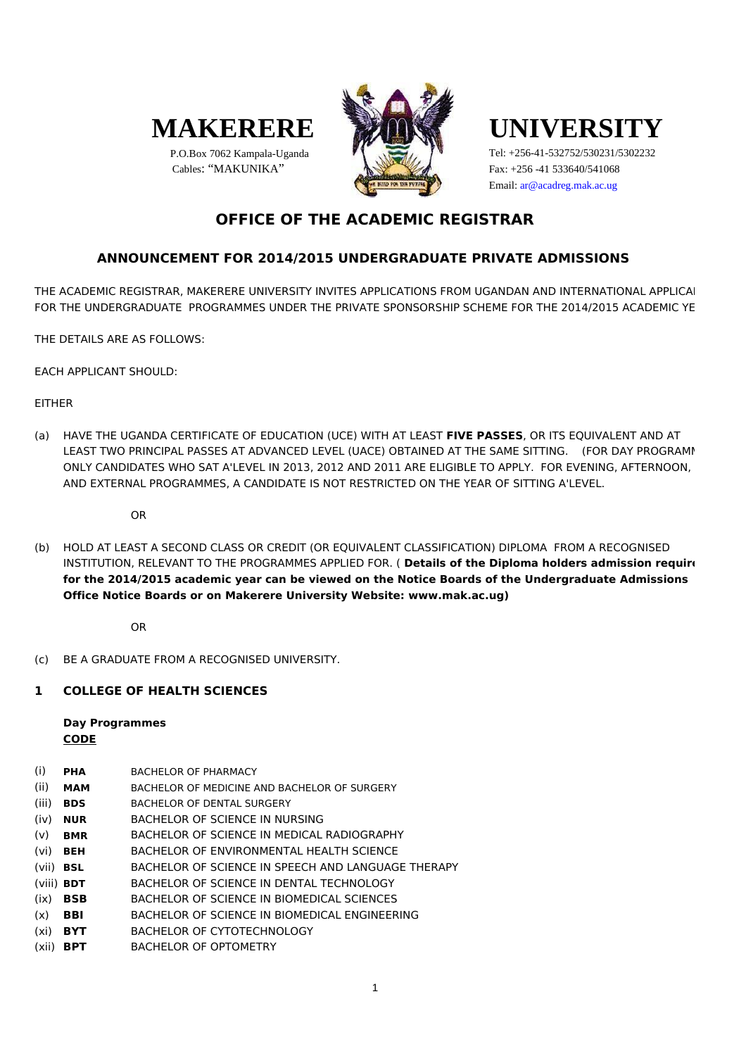# MAKERERE UNIVERSITY

P.O.Box 7062 Kampala-Uganda
Cables: "MAKUNIKA"

Tel: +256-41-532752/530231/5302232
Fax: +256 -41 533640/541068
Email: ar@acadreg.mak.ac.ug

## OFFICE OF THE ACADEMIC REGISTRAR

### ANNOUNCEMENT FOR 2014/2015 UNDERGRADUATE PRIVATE ADMISSIONS

THE ACADEMIC REGISTRAR, MAKERERE UNIVERSITY INVITES APPLICATIONS FROM UGANDAN AND INTERNATIONAL APPLICAI FOR THE UNDERGRADUATE PROGRAMMES UNDER THE PRIVATE SPONSORSHIP SCHEME FOR THE 2014/2015 ACADEMIC YE

THE DETAILS ARE AS FOLLOWS:

EACH APPLICANT SHOULD:

EITHER

(a) HAVE THE UGANDA CERTIFICATE OF EDUCATION (UCE) WITH AT LEAST **FIVE PASSES**, OR ITS EQUIVALENT AND AT LEAST TWO PRINCIPAL PASSES AT ADVANCED LEVEL (UACE) OBTAINED AT THE SAME SITTING. (FOR DAY PROGRAMM ONLY CANDIDATES WHO SAT A'LEVEL IN 2013, 2012 AND 2011 ARE ELIGIBLE TO APPLY. FOR EVENING, AFTERNOON, AND EXTERNAL PROGRAMMES, A CANDIDATE IS NOT RESTRICTED ON THE YEAR OF SITTING A'LEVEL.

OR

(b) HOLD AT LEAST A SECOND CLASS OR CREDIT (OR EQUIVALENT CLASSIFICATION) DIPLOMA FROM A RECOGNISED INSTITUTION, RELEVANT TO THE PROGRAMMES APPLIED FOR. ( **Details of the Diploma holders admission requir for the 2014/2015 academic year can be viewed on the Notice Boards of the Undergraduate Admissions Office Notice Boards or on Makerere University Website: www.mak.ac.ug)**

OR

(c) BE A GRADUATE FROM A RECOGNISED UNIVERSITY.

## 1 COLLEGE OF HEALTH SCIENCES

**Day Programmes**

| | **CODE** | |
|---|---|---|
| (i) | **PHA** | BACHELOR OF PHARMACY |
| (ii) | **MAM** | BACHELOR OF MEDICINE AND BACHELOR OF SURGERY |
| (iii) | **BDS** | BACHELOR OF DENTAL SURGERY |
| (iv) | **NUR** | BACHELOR OF SCIENCE IN NURSING |
| (v) | **BMR** | BACHELOR OF SCIENCE IN MEDICAL RADIOGRAPHY |
| (vi) | **BEH** | BACHELOR OF ENVIRONMENTAL HEALTH SCIENCE |
| (vii) | **BSL** | BACHELOR OF SCIENCE IN SPEECH AND LANGUAGE THERAPY |
| (viii) | **BDT** | BACHELOR OF SCIENCE IN DENTAL TECHNOLOGY |
| (ix) | **BSB** | BACHELOR OF SCIENCE IN BIOMEDICAL SCIENCES |
| (x) | **BBI** | BACHELOR OF SCIENCE IN BIOMEDICAL ENGINEERING |
| (xi) | **BYT** | BACHELOR OF CYTOTECHNOLOGY |
| (xii) | **BPT** | BACHELOR OF OPTOMETRY |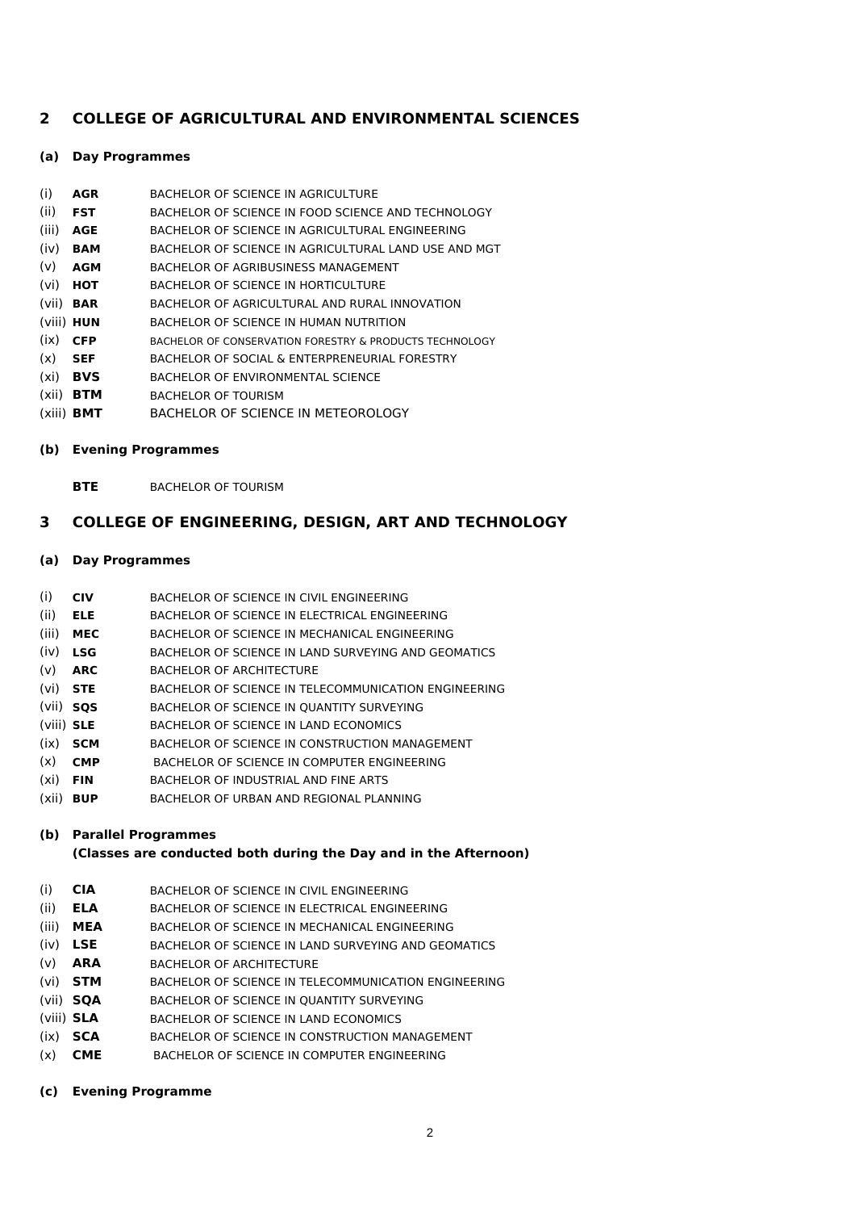## 2 COLLEGE OF AGRICULTURAL AND ENVIRONMENTAL SCIENCES

### (a) Day Programmes

(i) **AGR** BACHELOR OF SCIENCE IN AGRICULTURE
(ii) **FST** BACHELOR OF SCIENCE IN FOOD SCIENCE AND TECHNOLOGY
(iii) **AGE** BACHELOR OF SCIENCE IN AGRICULTURAL ENGINEERING
(iv) **BAM** BACHELOR OF SCIENCE IN AGRICULTURAL LAND USE AND MGT
(v) **AGM** BACHELOR OF AGRIBUSINESS MANAGEMENT
(vi) **HOT** BACHELOR OF SCIENCE IN HORTICULTURE
(vii) **BAR** BACHELOR OF AGRICULTURAL AND RURAL INNOVATION
(viii) **HUN** BACHELOR OF SCIENCE IN HUMAN NUTRITION
(ix) **CFP** BACHELOR OF CONSERVATION FORESTRY & PRODUCTS TECHNOLOGY
(x) **SEF** BACHELOR OF SOCIAL & ENTERPRENEURIAL FORESTRY
(xi) **BVS** BACHELOR OF ENVIRONMENTAL SCIENCE
(xii) **BTM** BACHELOR OF TOURISM
(xiii) **BMT** BACHELOR OF SCIENCE IN METEOROLOGY

### (b) Evening Programmes

**BTE** BACHELOR OF TOURISM

## 3 COLLEGE OF ENGINEERING, DESIGN, ART AND TECHNOLOGY

### (a) Day Programmes

(i) **CIV** BACHELOR OF SCIENCE IN CIVIL ENGINEERING
(ii) **ELE** BACHELOR OF SCIENCE IN ELECTRICAL ENGINEERING
(iii) **MEC** BACHELOR OF SCIENCE IN MECHANICAL ENGINEERING
(iv) **LSG** BACHELOR OF SCIENCE IN LAND SURVEYING AND GEOMATICS
(v) **ARC** BACHELOR OF ARCHITECTURE
(vi) **STE** BACHELOR OF SCIENCE IN TELECOMMUNICATION ENGINEERING
(vii) **SQS** BACHELOR OF SCIENCE IN QUANTITY SURVEYING
(viii) **SLE** BACHELOR OF SCIENCE IN LAND ECONOMICS
(ix) **SCM** BACHELOR OF SCIENCE IN CONSTRUCTION MANAGEMENT
(x) **CMP** BACHELOR OF SCIENCE IN COMPUTER ENGINEERING
(xi) **FIN** BACHELOR OF INDUSTRIAL AND FINE ARTS
(xii) **BUP** BACHELOR OF URBAN AND REGIONAL PLANNING

### (b) Parallel Programmes
**(Classes are conducted both during the Day and in the Afternoon)**

(i) **CIA** BACHELOR OF SCIENCE IN CIVIL ENGINEERING
(ii) **ELA** BACHELOR OF SCIENCE IN ELECTRICAL ENGINEERING
(iii) **MEA** BACHELOR OF SCIENCE IN MECHANICAL ENGINEERING
(iv) **LSE** BACHELOR OF SCIENCE IN LAND SURVEYING AND GEOMATICS
(v) **ARA** BACHELOR OF ARCHITECTURE
(vi) **STM** BACHELOR OF SCIENCE IN TELECOMMUNICATION ENGINEERING
(vii) **SQA** BACHELOR OF SCIENCE IN QUANTITY SURVEYING
(viii) **SLA** BACHELOR OF SCIENCE IN LAND ECONOMICS
(ix) **SCA** BACHELOR OF SCIENCE IN CONSTRUCTION MANAGEMENT
(x) **CME** BACHELOR OF SCIENCE IN COMPUTER ENGINEERING

### (c) Evening Programme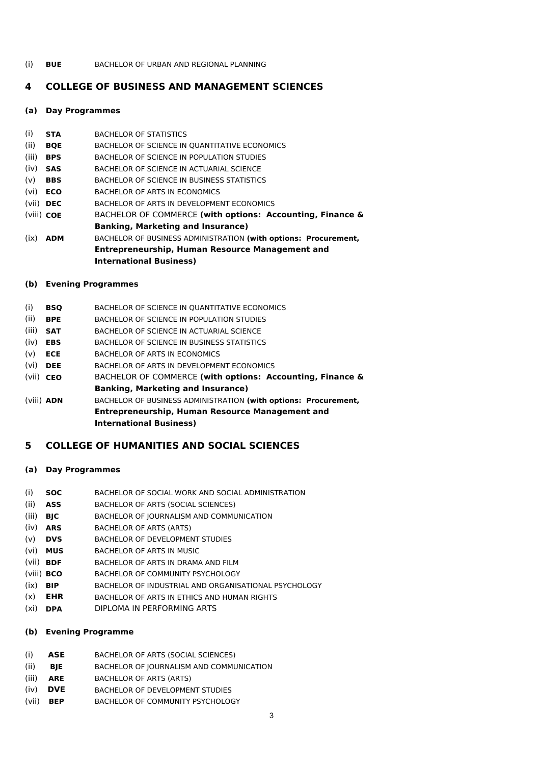(i) **BUE** BACHELOR OF URBAN AND REGIONAL PLANNING

## 4 COLLEGE OF BUSINESS AND MANAGEMENT SCIENCES

### (a) Day Programmes

(i) **STA** BACHELOR OF STATISTICS
(ii) **BQE** BACHELOR OF SCIENCE IN QUANTITATIVE ECONOMICS
(iii) **BPS** BACHELOR OF SCIENCE IN POPULATION STUDIES
(iv) **SAS** BACHELOR OF SCIENCE IN ACTUARIAL SCIENCE
(v) **BBS** BACHELOR OF SCIENCE IN BUSINESS STATISTICS
(vi) **ECO** BACHELOR OF ARTS IN ECONOMICS
(vii) **DEC** BACHELOR OF ARTS IN DEVELOPMENT ECONOMICS
(viii) **COE** BACHELOR OF COMMERCE **(with options: Accounting, Finance & Banking, Marketing and Insurance)**
(ix) **ADM** BACHELOR OF BUSINESS ADMINISTRATION **(with options: Procurement, Entrepreneurship, Human Resource Management and International Business)**

### (b) Evening Programmes

(i) **BSQ** BACHELOR OF SCIENCE IN QUANTITATIVE ECONOMICS
(ii) **BPE** BACHELOR OF SCIENCE IN POPULATION STUDIES
(iii) **SAT** BACHELOR OF SCIENCE IN ACTUARIAL SCIENCE
(iv) **EBS** BACHELOR OF SCIENCE IN BUSINESS STATISTICS
(v) **ECE** BACHELOR OF ARTS IN ECONOMICS
(vi) **DEE** BACHELOR OF ARTS IN DEVELOPMENT ECONOMICS
(vii) **CEO** BACHELOR OF COMMERCE **(with options: Accounting, Finance & Banking, Marketing and Insurance)**
(viii) **ADN** BACHELOR OF BUSINESS ADMINISTRATION **(with options: Procurement, Entrepreneurship, Human Resource Management and International Business)**

## 5 COLLEGE OF HUMANITIES AND SOCIAL SCIENCES

### (a) Day Programmes

(i) **SOC** BACHELOR OF SOCIAL WORK AND SOCIAL ADMINISTRATION
(ii) **ASS** BACHELOR OF ARTS (SOCIAL SCIENCES)
(iii) **BJC** BACHELOR OF JOURNALISM AND COMMUNICATION
(iv) **ARS** BACHELOR OF ARTS (ARTS)
(v) **DVS** BACHELOR OF DEVELOPMENT STUDIES
(vi) **MUS** BACHELOR OF ARTS IN MUSIC
(vii) **BDF** BACHELOR OF ARTS IN DRAMA AND FILM
(viii) **BCO** BACHELOR OF COMMUNITY PSYCHOLOGY
(ix) **BIP** BACHELOR OF INDUSTRIAL AND ORGANISATIONAL PSYCHOLOGY
(x) **EHR** BACHELOR OF ARTS IN ETHICS AND HUMAN RIGHTS
(xi) **DPA** DIPLOMA IN PERFORMING ARTS

### (b) Evening Programme

(i) **ASE** BACHELOR OF ARTS (SOCIAL SCIENCES)
(ii) **BJE** BACHELOR OF JOURNALISM AND COMMUNICATION
(iii) **ARE** BACHELOR OF ARTS (ARTS)
(iv) **DVE** BACHELOR OF DEVELOPMENT STUDIES
(vii) **BEP** BACHELOR OF COMMUNITY PSYCHOLOGY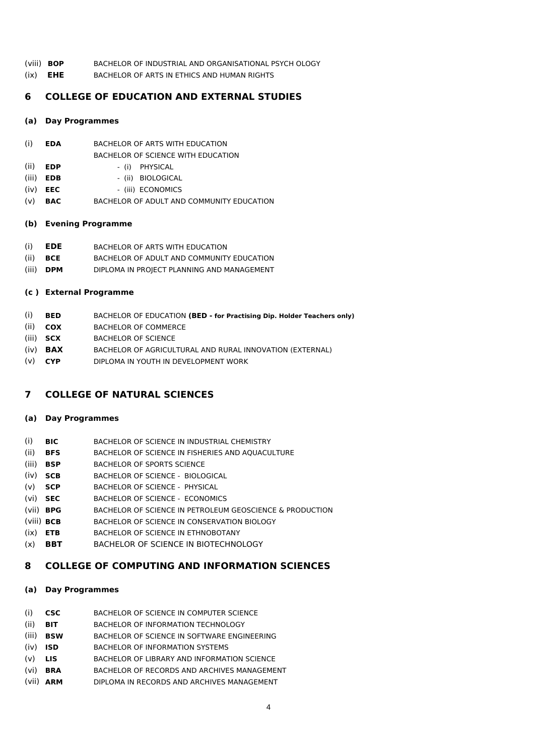(viii) **BOP** BACHELOR OF INDUSTRIAL AND ORGANISATIONAL PSYCH OLOGY
(ix) **EHE** BACHELOR OF ARTS IN ETHICS AND HUMAN RIGHTS

## 6 COLLEGE OF EDUCATION AND EXTERNAL STUDIES

### (a) Day Programmes

(i) **EDA** BACHELOR OF ARTS WITH EDUCATION
BACHELOR OF SCIENCE WITH EDUCATION
(ii) **EDP** - (i) PHYSICAL
(iii) **EDB** - (ii) BIOLOGICAL
(iv) **EEC** - (iii) ECONOMICS
(v) **BAC** BACHELOR OF ADULT AND COMMUNITY EDUCATION

### (b) Evening Programme

(i) **EDE** BACHELOR OF ARTS WITH EDUCATION
(ii) **BCE** BACHELOR OF ADULT AND COMMUNITY EDUCATION
(iii) **DPM** DIPLOMA IN PROJECT PLANNING AND MANAGEMENT

### (c ) External Programme

(i) **BED** BACHELOR OF EDUCATION **(BED - for Practising Dip. Holder Teachers only)**
(ii) **COX** BACHELOR OF COMMERCE
(iii) **SCX** BACHELOR OF SCIENCE
(iv) **BAX** BACHELOR OF AGRICULTURAL AND RURAL INNOVATION (EXTERNAL)
(v) **CYP** DIPLOMA IN YOUTH IN DEVELOPMENT WORK

## 7 COLLEGE OF NATURAL SCIENCES

### (a) Day Programmes

(i) **BIC** BACHELOR OF SCIENCE IN INDUSTRIAL CHEMISTRY
(ii) **BFS** BACHELOR OF SCIENCE IN FISHERIES AND AQUACULTURE
(iii) **BSP** BACHELOR OF SPORTS SCIENCE
(iv) **SCB** BACHELOR OF SCIENCE - BIOLOGICAL
(v) **SCP** BACHELOR OF SCIENCE - PHYSICAL
(vi) **SEC** BACHELOR OF SCIENCE - ECONOMICS
(vii) **BPG** BACHELOR OF SCIENCE IN PETROLEUM GEOSCIENCE & PRODUCTION
(viii) **BCB** BACHELOR OF SCIENCE IN CONSERVATION BIOLOGY
(ix) **ETB** BACHELOR OF SCIENCE IN ETHNOBOTANY
(x) **BBT** BACHELOR OF SCIENCE IN BIOTECHNOLOGY

## 8 COLLEGE OF COMPUTING AND INFORMATION SCIENCES

### (a) Day Programmes

(i) **CSC** BACHELOR OF SCIENCE IN COMPUTER SCIENCE
(ii) **BIT** BACHELOR OF INFORMATION TECHNOLOGY
(iii) **BSW** BACHELOR OF SCIENCE IN SOFTWARE ENGINEERING
(iv) **ISD** BACHELOR OF INFORMATION SYSTEMS
(v) **LIS** BACHELOR OF LIBRARY AND INFORMATION SCIENCE
(vi) **BRA** BACHELOR OF RECORDS AND ARCHIVES MANAGEMENT
(vii) **ARM** DIPLOMA IN RECORDS AND ARCHIVES MANAGEMENT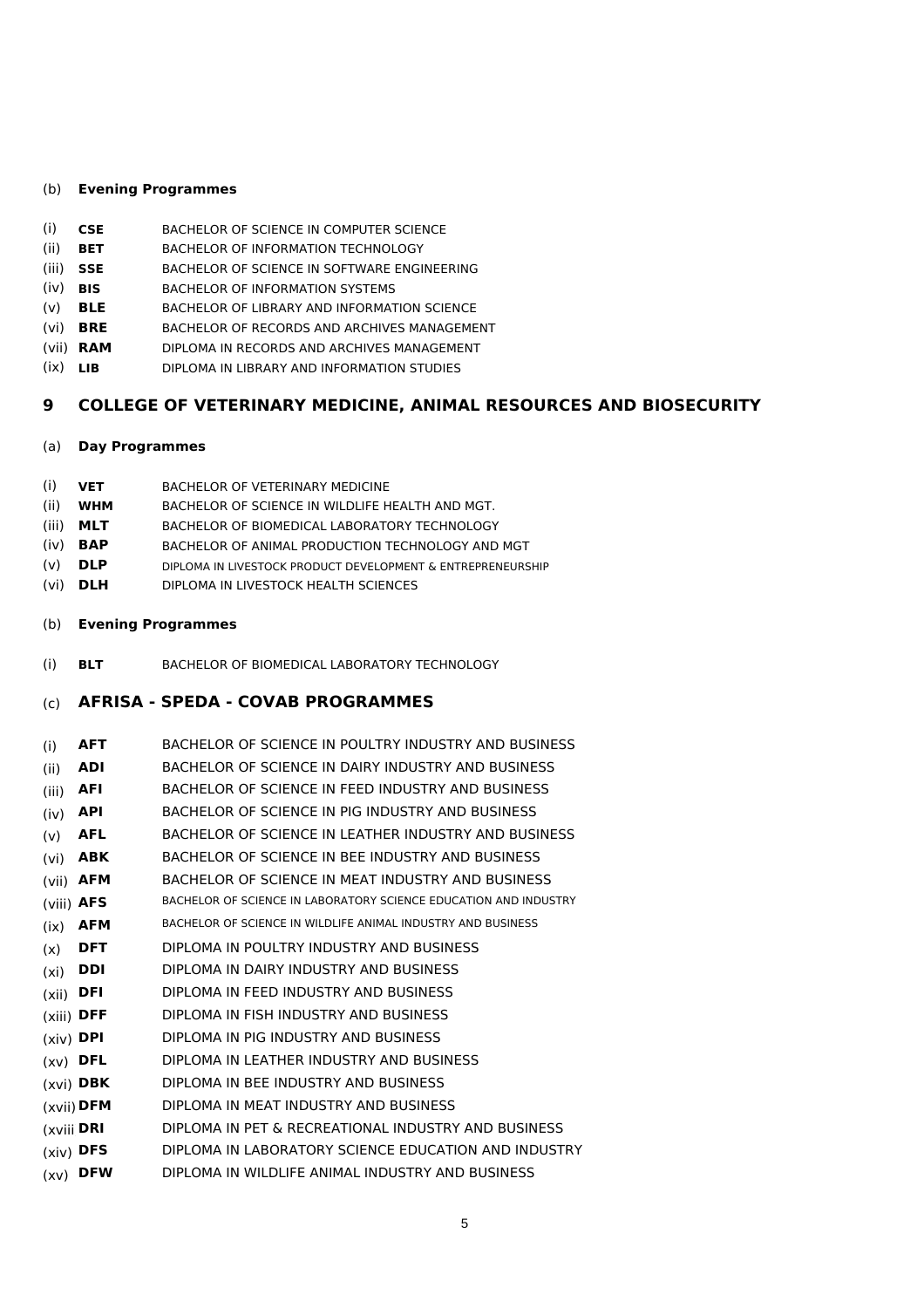(b) **Evening Programmes**

(i) **CSE** BACHELOR OF SCIENCE IN COMPUTER SCIENCE
(ii) **BET** BACHELOR OF INFORMATION TECHNOLOGY
(iii) **SSE** BACHELOR OF SCIENCE IN SOFTWARE ENGINEERING
(iv) **BIS** BACHELOR OF INFORMATION SYSTEMS
(v) **BLE** BACHELOR OF LIBRARY AND INFORMATION SCIENCE
(vi) **BRE** BACHELOR OF RECORDS AND ARCHIVES MANAGEMENT
(vii) **RAM** DIPLOMA IN RECORDS AND ARCHIVES MANAGEMENT
(ix) **LIB** DIPLOMA IN LIBRARY AND INFORMATION STUDIES

## 9 COLLEGE OF VETERINARY MEDICINE, ANIMAL RESOURCES AND BIOSECURITY

(a) **Day Programmes**

(i) **VET** BACHELOR OF VETERINARY MEDICINE
(ii) **WHM** BACHELOR OF SCIENCE IN WILDLIFE HEALTH AND MGT.
(iii) **MLT** BACHELOR OF BIOMEDICAL LABORATORY TECHNOLOGY
(iv) **BAP** BACHELOR OF ANIMAL PRODUCTION TECHNOLOGY AND MGT
(v) **DLP** DIPLOMA IN LIVESTOCK PRODUCT DEVELOPMENT & ENTREPRENEURSHIP
(vi) **DLH** DIPLOMA IN LIVESTOCK HEALTH SCIENCES

(b) **Evening Programmes**

(i) **BLT** BACHELOR OF BIOMEDICAL LABORATORY TECHNOLOGY

### (c) AFRISA - SPEDA - COVAB PROGRAMMES

(i) **AFT** BACHELOR OF SCIENCE IN POULTRY INDUSTRY AND BUSINESS
(ii) **ADI** BACHELOR OF SCIENCE IN DAIRY INDUSTRY AND BUSINESS
(iii) **AFI** BACHELOR OF SCIENCE IN FEED INDUSTRY AND BUSINESS
(iv) **API** BACHELOR OF SCIENCE IN PIG INDUSTRY AND BUSINESS
(v) **AFL** BACHELOR OF SCIENCE IN LEATHER INDUSTRY AND BUSINESS
(vi) **ABK** BACHELOR OF SCIENCE IN BEE INDUSTRY AND BUSINESS
(vii) **AFM** BACHELOR OF SCIENCE IN MEAT INDUSTRY AND BUSINESS
(viii) **AFS** BACHELOR OF SCIENCE IN LABORATORY SCIENCE EDUCATION AND INDUSTRY
(ix) **AFM** BACHELOR OF SCIENCE IN WILDLIFE ANIMAL INDUSTRY AND BUSINESS
(x) **DFT** DIPLOMA IN POULTRY INDUSTRY AND BUSINESS
(xi) **DDI** DIPLOMA IN DAIRY INDUSTRY AND BUSINESS
(xii) **DFI** DIPLOMA IN FEED INDUSTRY AND BUSINESS
(xiii) **DFF** DIPLOMA IN FISH INDUSTRY AND BUSINESS
(xiv) **DPI** DIPLOMA IN PIG INDUSTRY AND BUSINESS
(xv) **DFL** DIPLOMA IN LEATHER INDUSTRY AND BUSINESS
(xvi) **DBK** DIPLOMA IN BEE INDUSTRY AND BUSINESS
(xvii) **DFM** DIPLOMA IN MEAT INDUSTRY AND BUSINESS
(xviii **DRI** DIPLOMA IN PET & RECREATIONAL INDUSTRY AND BUSINESS
(xiv) **DFS** DIPLOMA IN LABORATORY SCIENCE EDUCATION AND INDUSTRY
(xv) **DFW** DIPLOMA IN WILDLIFE ANIMAL INDUSTRY AND BUSINESS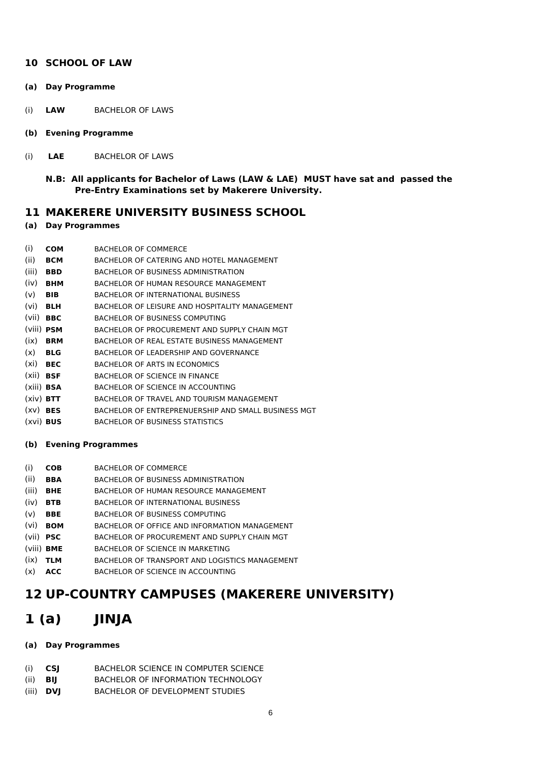## 10 SCHOOL OF LAW

**(a) Day Programme**

(i) **LAW** BACHELOR OF LAWS

**(b) Evening Programme**

(i) **LAE** BACHELOR OF LAWS

**N.B: All applicants for Bachelor of Laws (LAW & LAE) MUST have sat and passed the Pre-Entry Examinations set by Makerere University.**

## 11 MAKERERE UNIVERSITY BUSINESS SCHOOL

**(a) Day Programmes**

(i) **COM** BACHELOR OF COMMERCE
(ii) **BCM** BACHELOR OF CATERING AND HOTEL MANAGEMENT
(iii) **BBD** BACHELOR OF BUSINESS ADMINISTRATION
(iv) **BHM** BACHELOR OF HUMAN RESOURCE MANAGEMENT
(v) **BIB** BACHELOR OF INTERNATIONAL BUSINESS
(vi) **BLH** BACHELOR OF LEISURE AND HOSPITALITY MANAGEMENT
(vii) **BBC** BACHELOR OF BUSINESS COMPUTING
(viii) **PSM** BACHELOR OF PROCUREMENT AND SUPPLY CHAIN MGT
(ix) **BRM** BACHELOR OF REAL ESTATE BUSINESS MANAGEMENT
(x) **BLG** BACHELOR OF LEADERSHIP AND GOVERNANCE
(xi) **BEC** BACHELOR OF ARTS IN ECONOMICS
(xii) **BSF** BACHELOR OF SCIENCE IN FINANCE
(xiii) **BSA** BACHELOR OF SCIENCE IN ACCOUNTING
(xiv) **BTT** BACHELOR OF TRAVEL AND TOURISM MANAGEMENT
(xv) **BES** BACHELOR OF ENTREPRENEURSHIP AND SMALL BUSINESS MGT
(xvi) **BUS** BACHELOR OF BUSINESS STATISTICS

**(b) Evening Programmes**

(i) **COB** BACHELOR OF COMMERCE
(ii) **BBA** BACHELOR OF BUSINESS ADMINISTRATION
(iii) **BHE** BACHELOR OF HUMAN RESOURCE MANAGEMENT
(iv) **BTB** BACHELOR OF INTERNATIONAL BUSINESS
(v) **BBE** BACHELOR OF BUSINESS COMPUTING
(vi) **BOM** BACHELOR OF OFFICE AND INFORMATION MANAGEMENT
(vii) **PSC** BACHELOR OF PROCUREMENT AND SUPPLY CHAIN MGT
(viii) **BME** BACHELOR OF SCIENCE IN MARKETING
(ix) **TLM** BACHELOR OF TRANSPORT AND LOGISTICS MANAGEMENT
(x) **ACC** BACHELOR OF SCIENCE IN ACCOUNTING

# 12 UP-COUNTRY CAMPUSES (MAKERERE UNIVERSITY)

# 1 (a) JINJA

**(a) Day Programmes**

(i) **CSJ** BACHELOR SCIENCE IN COMPUTER SCIENCE
(ii) **BIJ** BACHELOR OF INFORMATION TECHNOLOGY
(iii) **DVJ** BACHELOR OF DEVELOPMENT STUDIES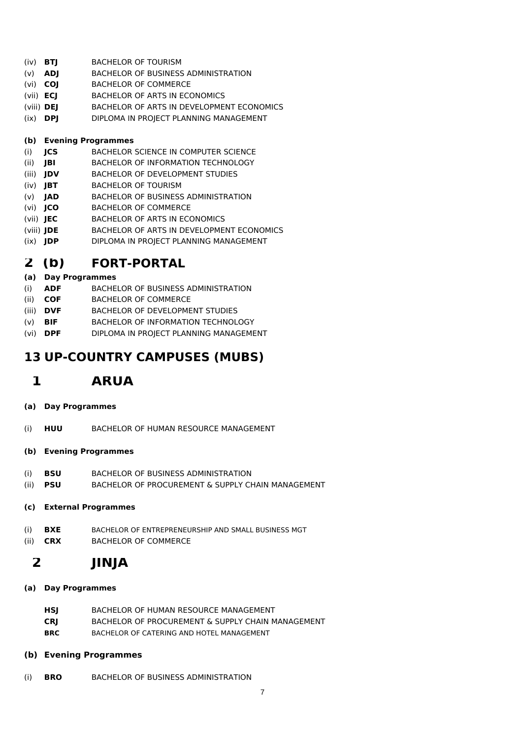(iv) **BTJ** BACHELOR OF TOURISM
(v) **ADJ** BACHELOR OF BUSINESS ADMINISTRATION
(vi) **COJ** BACHELOR OF COMMERCE
(vii) **ECJ** BACHELOR OF ARTS IN ECONOMICS
(viii) **DEJ** BACHELOR OF ARTS IN DEVELOPMENT ECONOMICS
(ix) **DPJ** DIPLOMA IN PROJECT PLANNING MANAGEMENT

**(b) Evening Programmes**

(i) **JCS** BACHELOR SCIENCE IN COMPUTER SCIENCE
(ii) **JBI** BACHELOR OF INFORMATION TECHNOLOGY
(iii) **JDV** BACHELOR OF DEVELOPMENT STUDIES
(iv) **JBT** BACHELOR OF TOURISM
(v) **JAD** BACHELOR OF BUSINESS ADMINISTRATION
(vi) **JCO** BACHELOR OF COMMERCE
(vii) **JEC** BACHELOR OF ARTS IN ECONOMICS
(viii) **JDE** BACHELOR OF ARTS IN DEVELOPMENT ECONOMICS
(ix) **JDP** DIPLOMA IN PROJECT PLANNING MANAGEMENT

## 2 (b) FORT-PORTAL

**(a) Day Programmes**

(i) **ADF** BACHELOR OF BUSINESS ADMINISTRATION
(ii) **COF** BACHELOR OF COMMERCE
(iii) **DVF** BACHELOR OF DEVELOPMENT STUDIES
(v) **BIF** BACHELOR OF INFORMATION TECHNOLOGY
(vi) **DPF** DIPLOMA IN PROJECT PLANNING MANAGEMENT

# 13 UP-COUNTRY CAMPUSES (MUBS)

## 1 ARUA

**(a) Day Programmes**

(i) **HUU** BACHELOR OF HUMAN RESOURCE MANAGEMENT

**(b) Evening Programmes**

(i) **BSU** BACHELOR OF BUSINESS ADMINISTRATION
(ii) **PSU** BACHELOR OF PROCUREMENT & SUPPLY CHAIN MANAGEMENT

**(c) External Programmes**

(i) **BXE** BACHELOR OF ENTREPRENEURSHIP AND SMALL BUSINESS MGT
(ii) **CRX** BACHELOR OF COMMERCE

## 2 JINJA

**(a) Day Programmes**

**HSJ** BACHELOR OF HUMAN RESOURCE MANAGEMENT
**CRJ** BACHELOR OF PROCUREMENT & SUPPLY CHAIN MANAGEMENT
**BRC** BACHELOR OF CATERING AND HOTEL MANAGEMENT

**(b) Evening Programmes**

(i) **BRO** BACHELOR OF BUSINESS ADMINISTRATION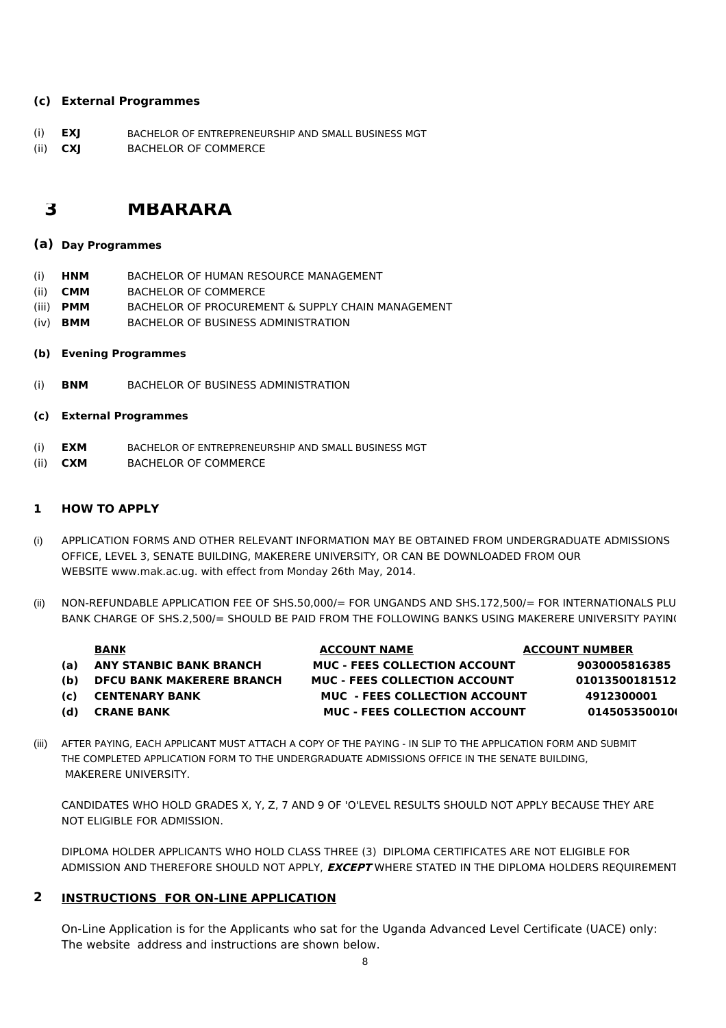**(c) External Programmes**

(i) **EXJ** BACHELOR OF ENTREPRENEURSHIP AND SMALL BUSINESS MGT
(ii) **CXJ** BACHELOR OF COMMERCE

# 3 MBARARA

**(a) Day Programmes**

(i) **HNM** BACHELOR OF HUMAN RESOURCE MANAGEMENT
(ii) **CMM** BACHELOR OF COMMERCE
(iii) **PMM** BACHELOR OF PROCUREMENT & SUPPLY CHAIN MANAGEMENT
(iv) **BMM** BACHELOR OF BUSINESS ADMINISTRATION

**(b) Evening Programmes**

(i) **BNM** BACHELOR OF BUSINESS ADMINISTRATION

**(c) External Programmes**

(i) **EXM** BACHELOR OF ENTREPRENEURSHIP AND SMALL BUSINESS MGT
(ii) **CXM** BACHELOR OF COMMERCE

## 1 HOW TO APPLY

(i) APPLICATION FORMS AND OTHER RELEVANT INFORMATION MAY BE OBTAINED FROM UNDERGRADUATE ADMISSIONS OFFICE, LEVEL 3, SENATE BUILDING, MAKERERE UNIVERSITY, OR CAN BE DOWNLOADED FROM OUR WEBSITE www.mak.ac.ug. with effect from Monday 26th May, 2014.

(ii) NON-REFUNDABLE APPLICATION FEE OF SHS.50,000/= FOR UNGANDS AND SHS.172,500/= FOR INTERNATIONALS PLU BANK CHARGE OF SHS.2,500/= SHOULD BE PAID FROM THE FOLLOWING BANKS USING MAKERERE UNIVERSITY PAYIN(

| | BANK | ACCOUNT NAME | ACCOUNT NUMBER |
|---|---|---|---|
| (a) | ANY STANBIC BANK BRANCH | MUC - FEES COLLECTION ACCOUNT | 9030005816385 |
| (b) | DFCU BANK MAKERERE BRANCH | MUC - FEES COLLECTION ACCOUNT | 01013500181512 |
| (c) | CENTENARY BANK | MUC - FEES COLLECTION ACCOUNT | 4912300001 |
| (d) | CRANE BANK | MUC - FEES COLLECTION ACCOUNT | 0145053500100 |

(iii) AFTER PAYING, EACH APPLICANT MUST ATTACH A COPY OF THE PAYING - IN SLIP TO THE APPLICATION FORM AND SUBMIT THE COMPLETED APPLICATION FORM TO THE UNDERGRADUATE ADMISSIONS OFFICE IN THE SENATE BUILDING, MAKERERE UNIVERSITY.

CANDIDATES WHO HOLD GRADES X, Y, Z, 7 AND 9 OF 'O'LEVEL RESULTS SHOULD NOT APPLY BECAUSE THEY ARE NOT ELIGIBLE FOR ADMISSION.

DIPLOMA HOLDER APPLICANTS WHO HOLD CLASS THREE (3) DIPLOMA CERTIFICATES ARE NOT ELIGIBLE FOR ADMISSION AND THEREFORE SHOULD NOT APPLY, ***EXCEPT*** WHERE STATED IN THE DIPLOMA HOLDERS REQUIREMENT

## 2 INSTRUCTIONS FOR ON-LINE APPLICATION

On-Line Application is for the Applicants who sat for the Uganda Advanced Level Certificate (UACE) only: The website address and instructions are shown below.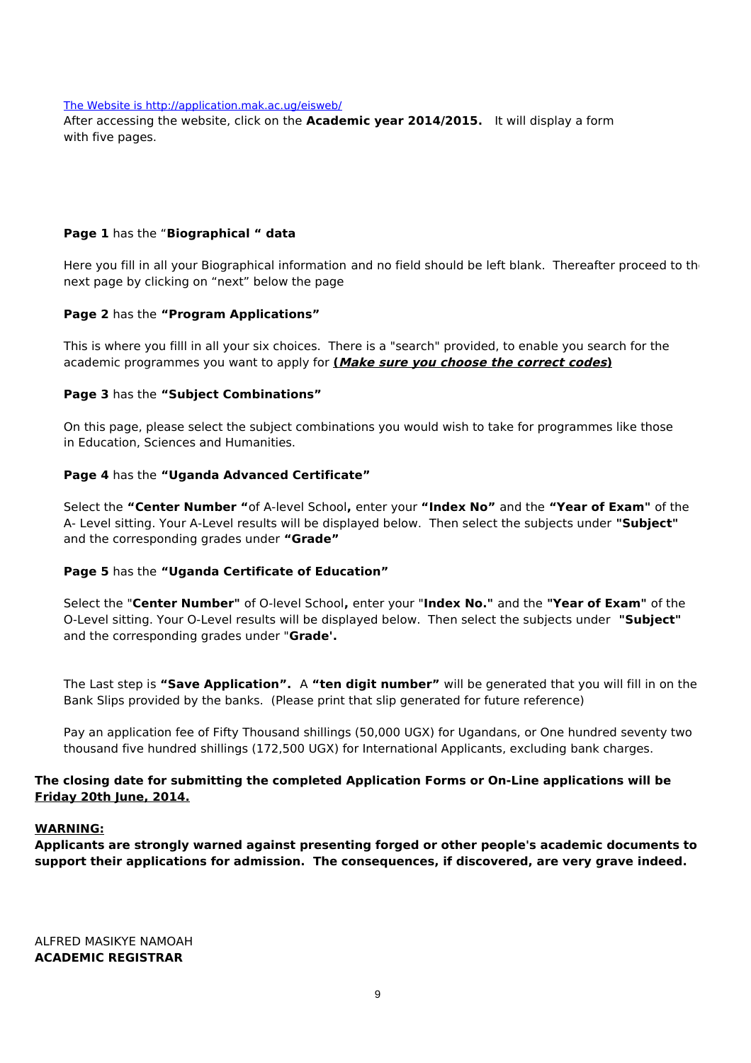[The Website is http://application.mak.ac.ug/eisweb/](http://application.mak.ac.ug/eisweb/)

After accessing the website, click on the **Academic year 2014/2015.** It will display a form with five pages.

**Page 1** has the "**Biographical " data**

Here you fill in all your Biographical information and no field should be left blank. Thereafter proceed to the next page by clicking on "next" below the page

**Page 2** has the **"Program Applications"**

This is where you filll in all your six choices. There is a "search" provided, to enable you search for the academic programmes you want to apply for **(*Make sure you choose the correct codes*)**

**Page 3** has the **"Subject Combinations"**

On this page, please select the subject combinations you would wish to take for programmes like those in Education, Sciences and Humanities.

**Page 4** has the **"Uganda Advanced Certificate"**

Select the **"Center Number "**of A-level School**,** enter your **"Index No"** and the **"Year of Exam"** of the A- Level sitting. Your A-Level results will be displayed below. Then select the subjects under **"Subject"** and the corresponding grades under **"Grade"**

**Page 5** has the **"Uganda Certificate of Education"**

Select the "**Center Number"** of O-level School**,** enter your "**Index No."** and the **"Year of Exam"** of the O-Level sitting. Your O-Level results will be displayed below. Then select the subjects under **"Subject"** and the corresponding grades under "**Grade'.**

The Last step is **"Save Application".** A **"ten digit number"** will be generated that you will fill in on the Bank Slips provided by the banks. (Please print that slip generated for future reference)

Pay an application fee of Fifty Thousand shillings (50,000 UGX) for Ugandans, or One hundred seventy two thousand five hundred shillings (172,500 UGX) for International Applicants, excluding bank charges.

**The closing date for submitting the completed Application Forms or On-Line applications will be <u>Friday 20th June, 2014.</u>**

**<u>WARNING:</u>**

**Applicants are strongly warned against presenting forged or other people's academic documents to support their applications for admission. The consequences, if discovered, are very grave indeed.**

ALFRED MASIKYE NAMOAH
**ACADEMIC REGISTRAR**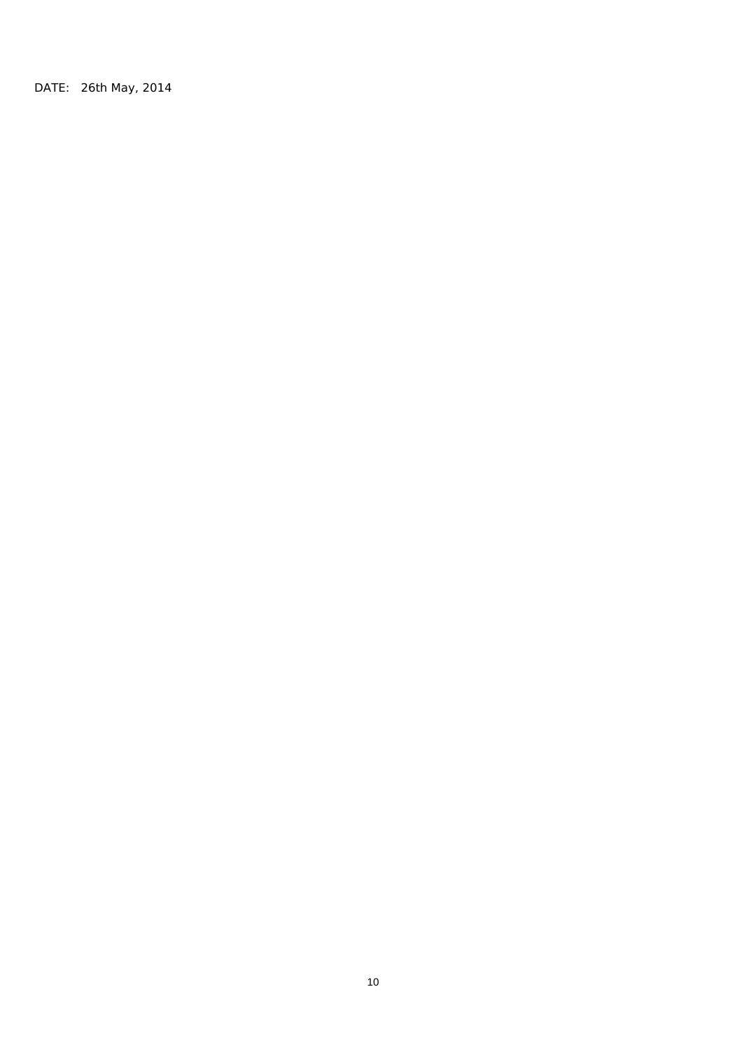DATE: 26th May, 2014